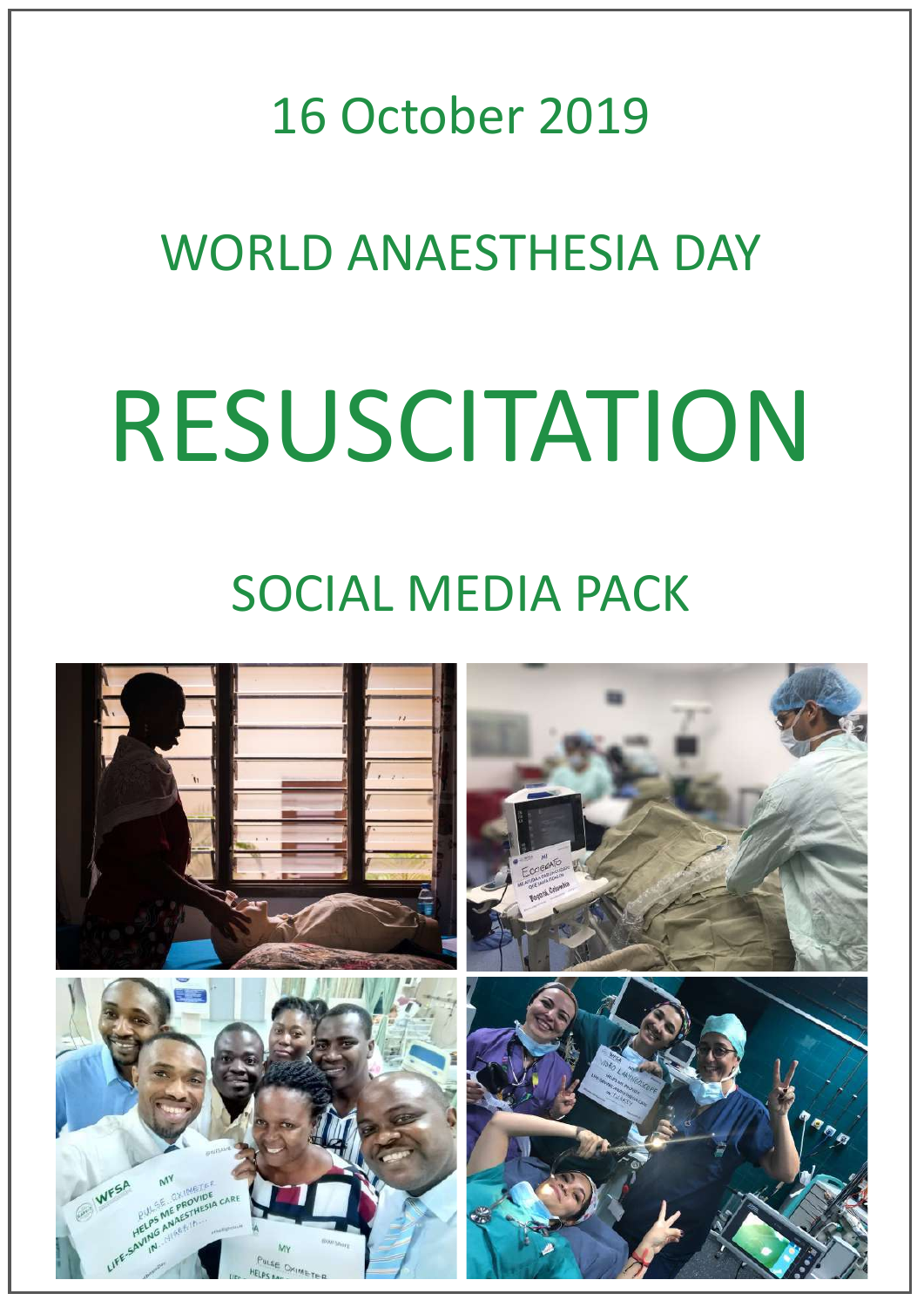16 October 2019

# WORLD ANAESTHESIA DAY

# RESUSCITATION

## SOCIAL MEDIA PACK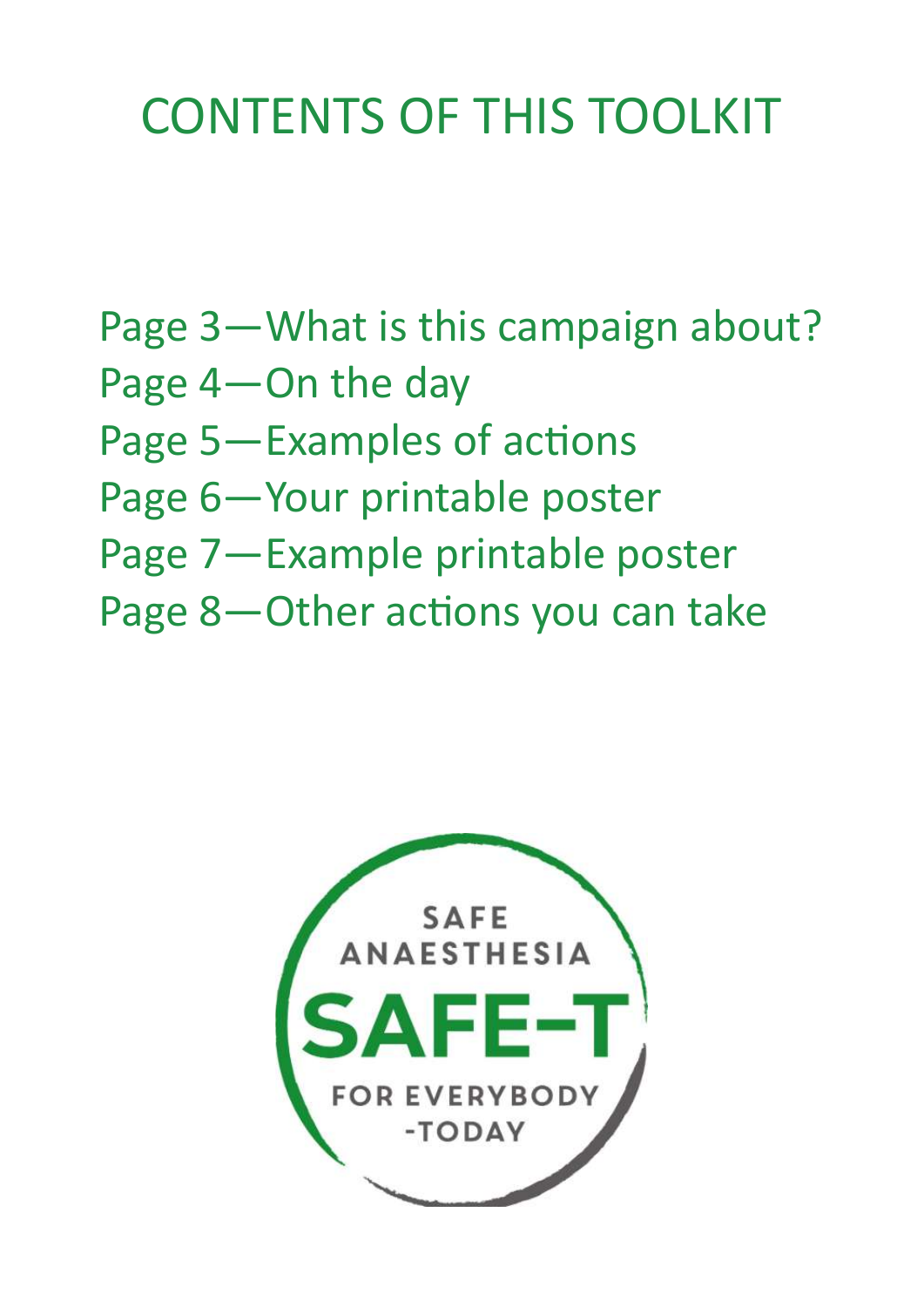# CONTENTS OF THIS TOOLKIT

Page 3—What is this campaign about?
Page 4—On the day
Page 5—Examples of actions
Page 6—Your printable poster
Page 7—Example printable poster
Page 8—Other actions you can take

SAFE ANAESTHESIA
SAFE-T
FOR EVERYBODY
-TODAY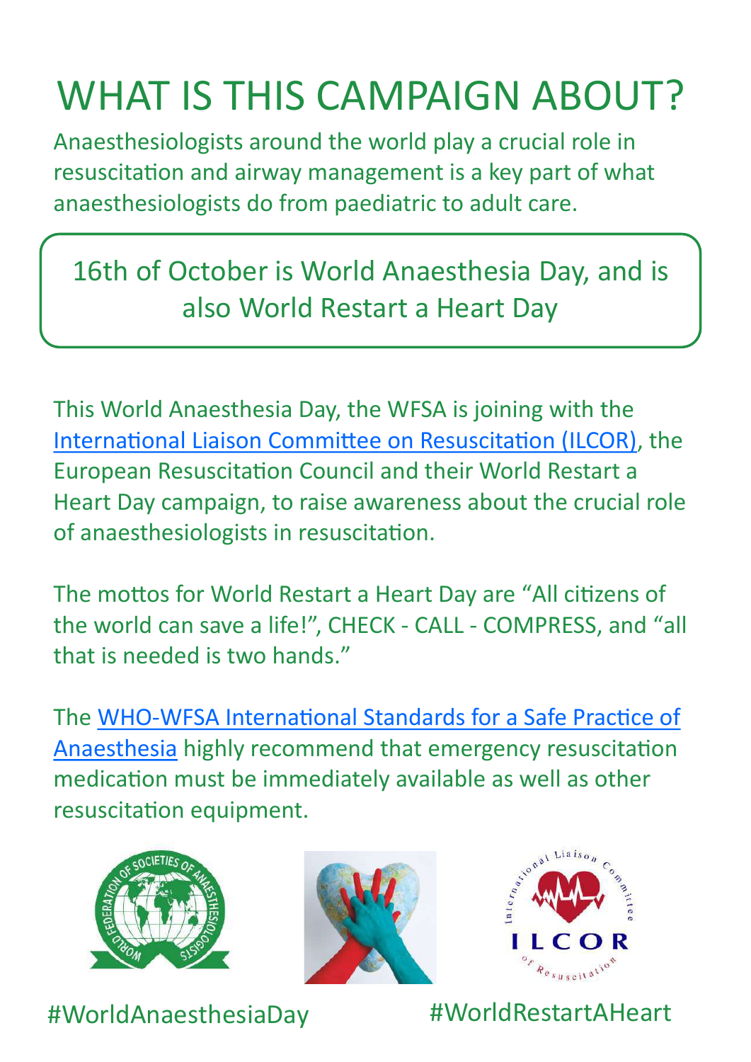# WHAT IS THIS CAMPAIGN ABOUT?

Anaesthesiologists around the world play a crucial role in resuscitation and airway management is a key part of what anaesthesiologists do from paediatric to adult care.

16th of October is World Anaesthesia Day, and is also World Restart a Heart Day

This World Anaesthesia Day, the WFSA is joining with the International Liaison Committee on Resuscitation (ILCOR), the European Resuscitation Council and their World Restart a Heart Day campaign, to raise awareness about the crucial role of anaesthesiologists in resuscitation.

The mottos for World Restart a Heart Day are "All citizens of the world can save a life!", CHECK - CALL - COMPRESS, and "all that is needed is two hands."

The WHO-WFSA International Standards for a Safe Practice of Anaesthesia highly recommend that emergency resuscitation medication must be immediately available as well as other resuscitation equipment.

#WorldAnaesthesiaDay

#WorldRestartAHeart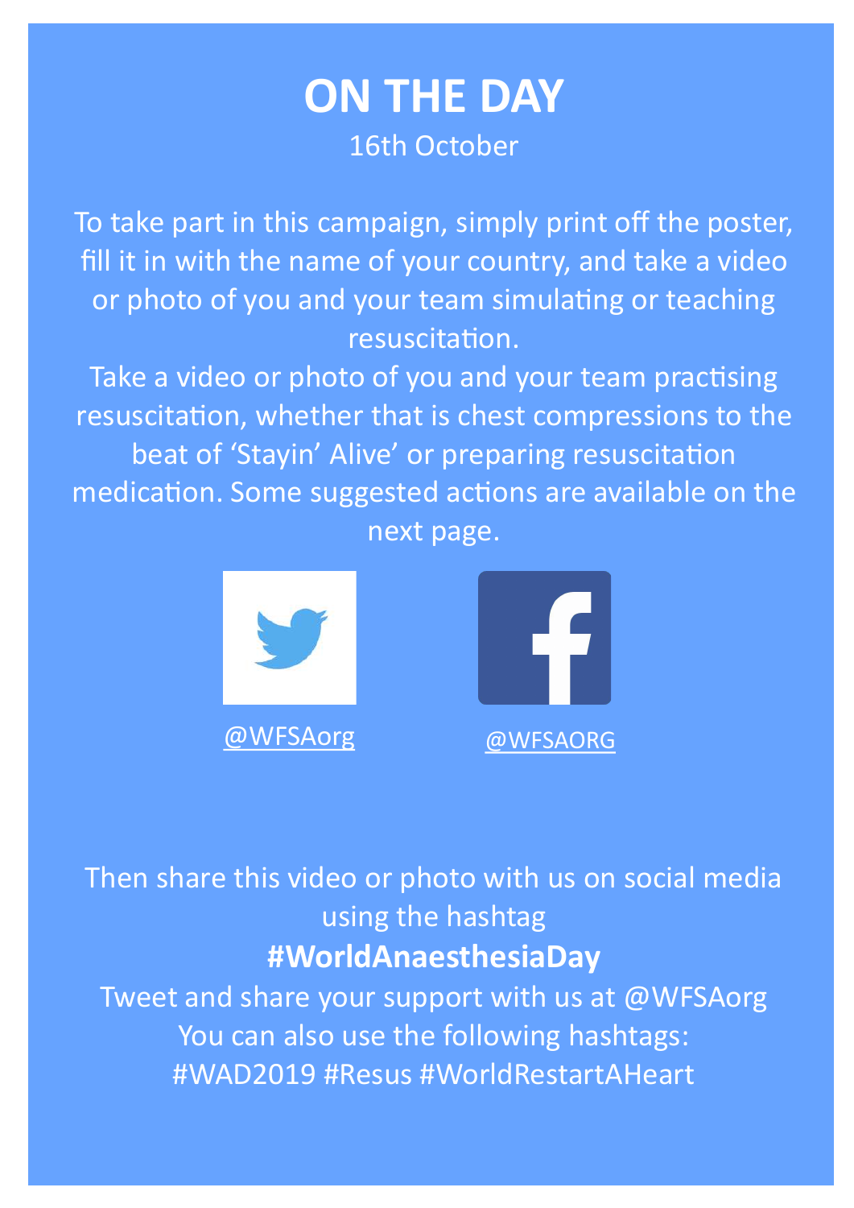# ON THE DAY

16th October

To take part in this campaign, simply print off the poster, fill it in with the name of your country, and take a video or photo of you and your team simulating or teaching resuscitation.

Take a video or photo of you and your team practising resuscitation, whether that is chest compressions to the beat of 'Stayin' Alive' or preparing resuscitation medication. Some suggested actions are available on the next page.

@WFSAorg

@WFSAORG

Then share this video or photo with us on social media using the hashtag

**#WorldAnaesthesiaDay**

Tweet and share your support with us at @WFSAorg

You can also use the following hashtags:

#WAD2019 #Resus #WorldRestartAHeart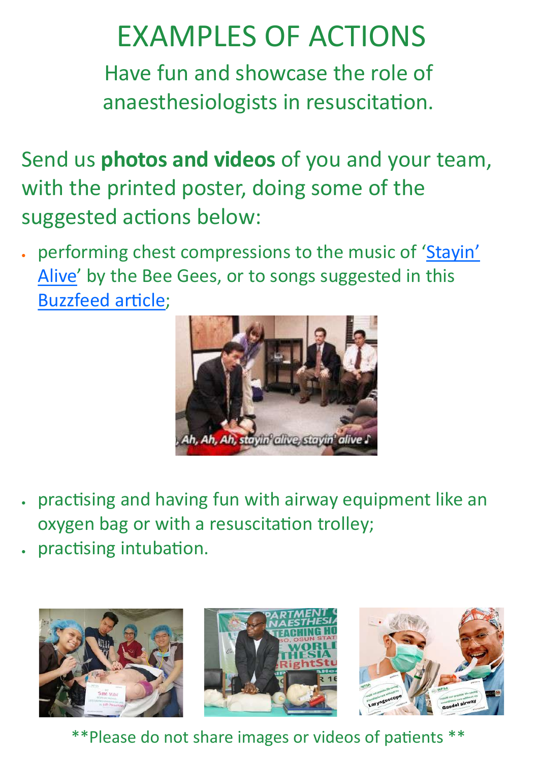# EXAMPLES OF ACTIONS

Have fun and showcase the role of anaesthesiologists in resuscitation.

Send us **photos and videos** of you and your team, with the printed poster, doing some of the suggested actions below:

- performing chest compressions to the music of 'Stayin' Alive' by the Bee Gees, or to songs suggested in this Buzzfeed article;
- practising and having fun with airway equipment like an oxygen bag or with a resuscitation trolley;
- practising intubation.

**Please do not share images or videos of patients **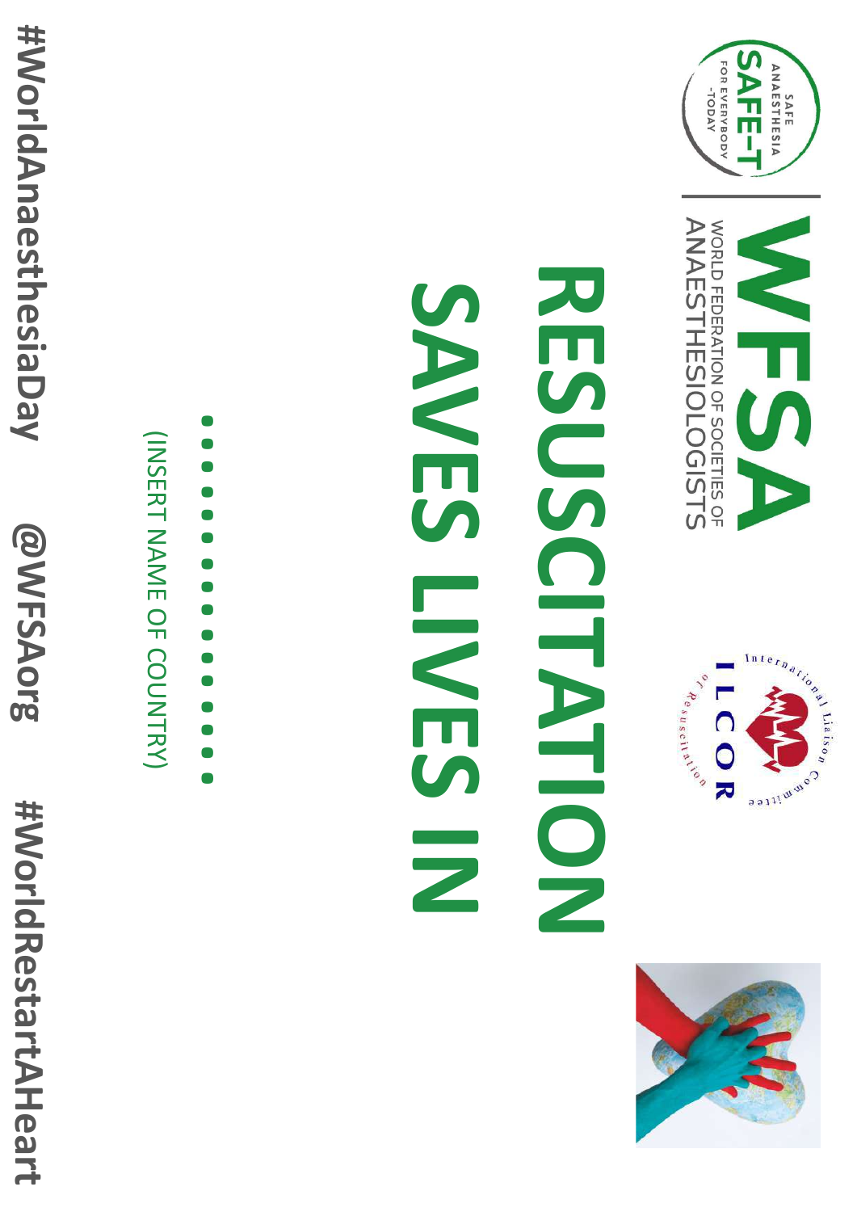SAFE ANAESTHESIA SAFE-T FOR EVERYBODY - TODAY

**WFSA**

WORLD FEDERATION OF SOCIETIES OF ANAESTHESIOLOGISTS

International Liaison Committee on Resuscitation ILCOR

# RESUSCITATION SAVES LIVES IN

**……………**

(INSERT NAME OF COUNTRY)

**#WorldAnaesthesiaDay @WFSAorg #WorldRestartAHeart**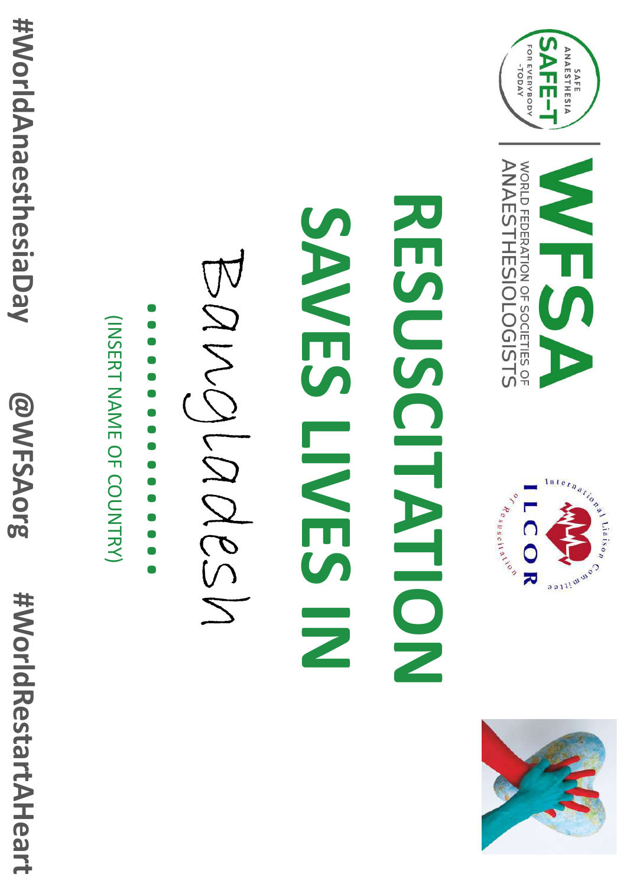SAFE ANAESTHESIA SAFE-T FOR EVERYBODY -TODAY

**WFSA**
WORLD FEDERATION OF SOCIETIES OF ANAESTHESIOLOGISTS

International Liaison Committee on Resuscitation
ILCOR

# RESUSCITATION SAVES LIVES IN

Bangladesh

……………

(INSERT NAME OF COUNTRY)

**#WorldAnaesthesiaDay @WFSAorg #WorldRestartAHeart**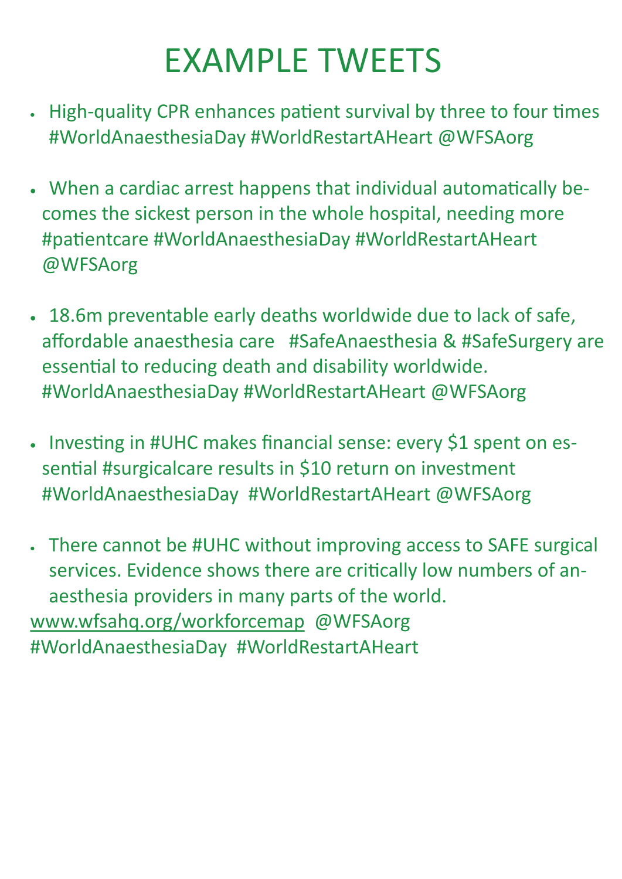# EXAMPLE TWEETS

- High-quality CPR enhances patient survival by three to four times #WorldAnaesthesiaDay #WorldRestartAHeart @WFSAorg
- When a cardiac arrest happens that individual automatically becomes the sickest person in the whole hospital, needing more #patientcare #WorldAnaesthesiaDay #WorldRestartAHeart @WFSAorg
- 18.6m preventable early deaths worldwide due to lack of safe, affordable anaesthesia care #SafeAnaesthesia & #SafeSurgery are essential to reducing death and disability worldwide. #WorldAnaesthesiaDay #WorldRestartAHeart @WFSAorg
- Investing in #UHC makes financial sense: every $1 spent on essential #surgicalcare results in $10 return on investment #WorldAnaesthesiaDay #WorldRestartAHeart @WFSAorg
- There cannot be #UHC without improving access to SAFE surgical services. Evidence shows there are critically low numbers of anaesthesia providers in many parts of the world.

www.wfsahq.org/workforcemap @WFSAorg #WorldAnaesthesiaDay #WorldRestartAHeart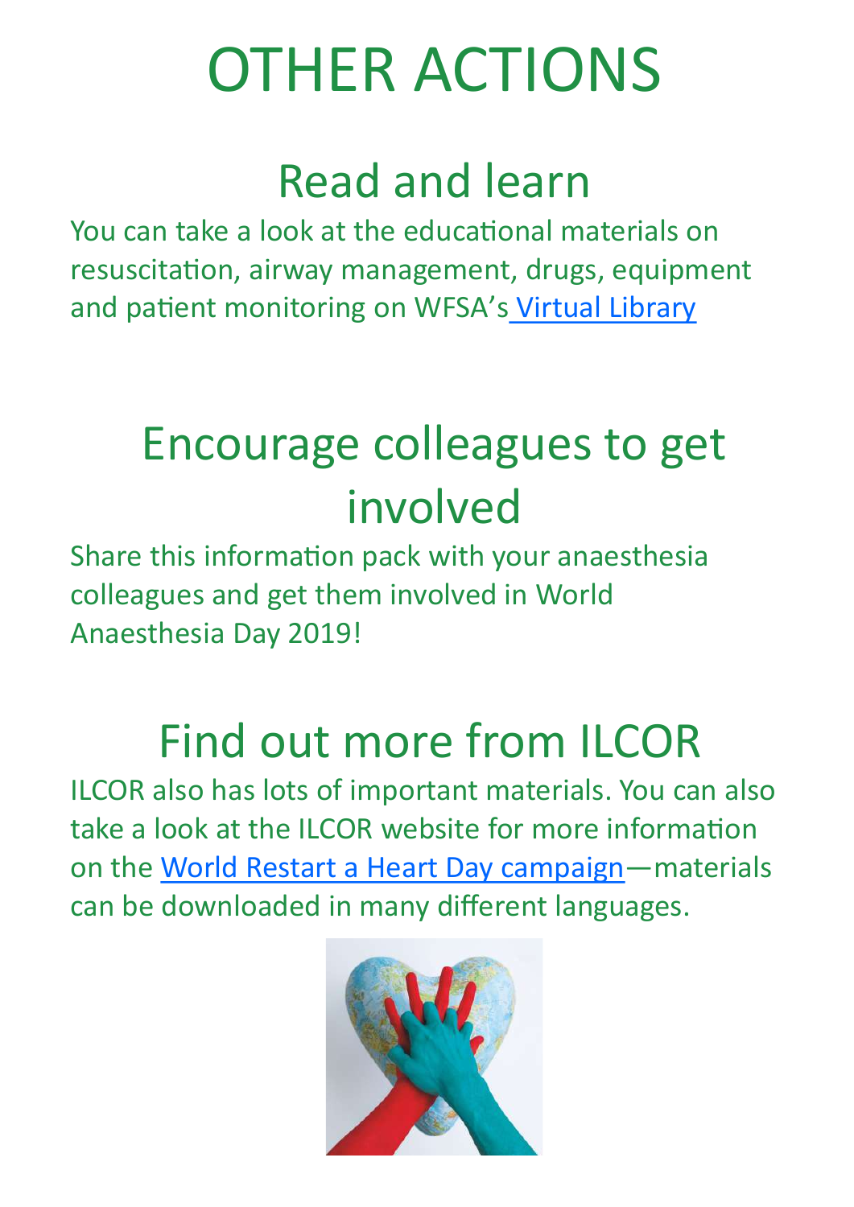# OTHER ACTIONS

## Read and learn

You can take a look at the educational materials on resuscitation, airway management, drugs, equipment and patient monitoring on WFSA's Virtual Library

## Encourage colleagues to get involved

Share this information pack with your anaesthesia colleagues and get them involved in World Anaesthesia Day 2019!

## Find out more from ILCOR

ILCOR also has lots of important materials. You can also take a look at the ILCOR website for more information on the World Restart a Heart Day campaign—materials can be downloaded in many different languages.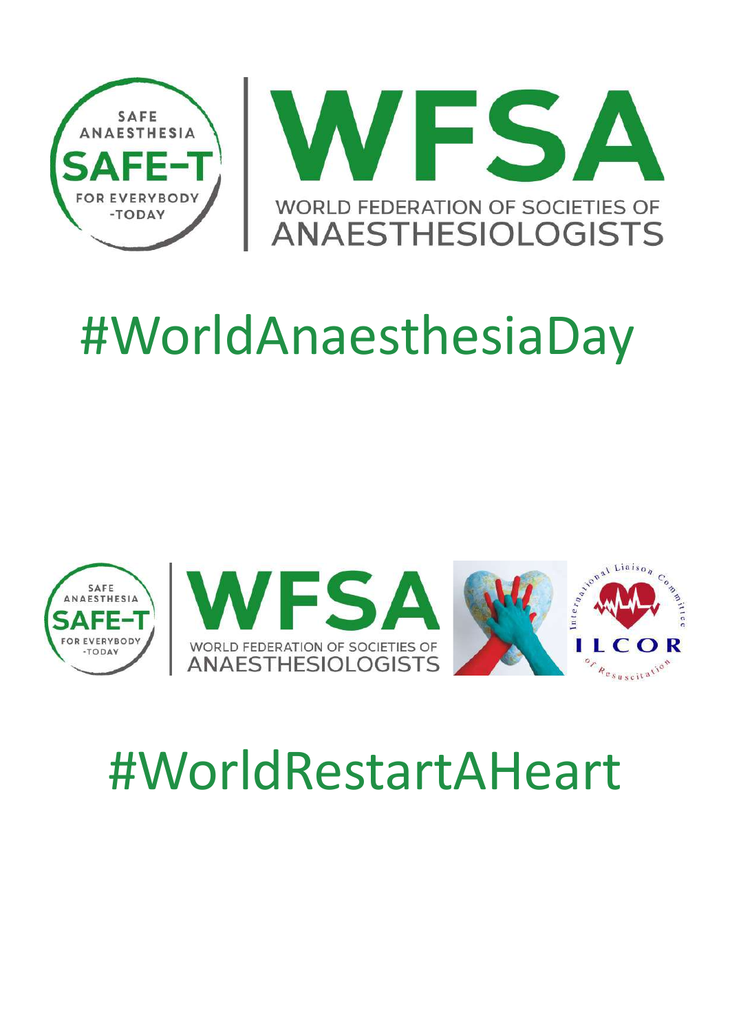SAFE ANAESTHESIA SAFE-T FOR EVERYBODY -TODAY

WFSA

WORLD FEDERATION OF SOCIETIES OF ANAESTHESIOLOGISTS

# #WorldAnaesthesiaDay

SAFE ANAESTHESIA SAFE-T FOR EVERYBODY -TODAY

WFSA

WORLD FEDERATION OF SOCIETIES OF ANAESTHESIOLOGISTS

International Liaison Committee of Resuscitation

ILCOR

# #WorldRestartAHeart